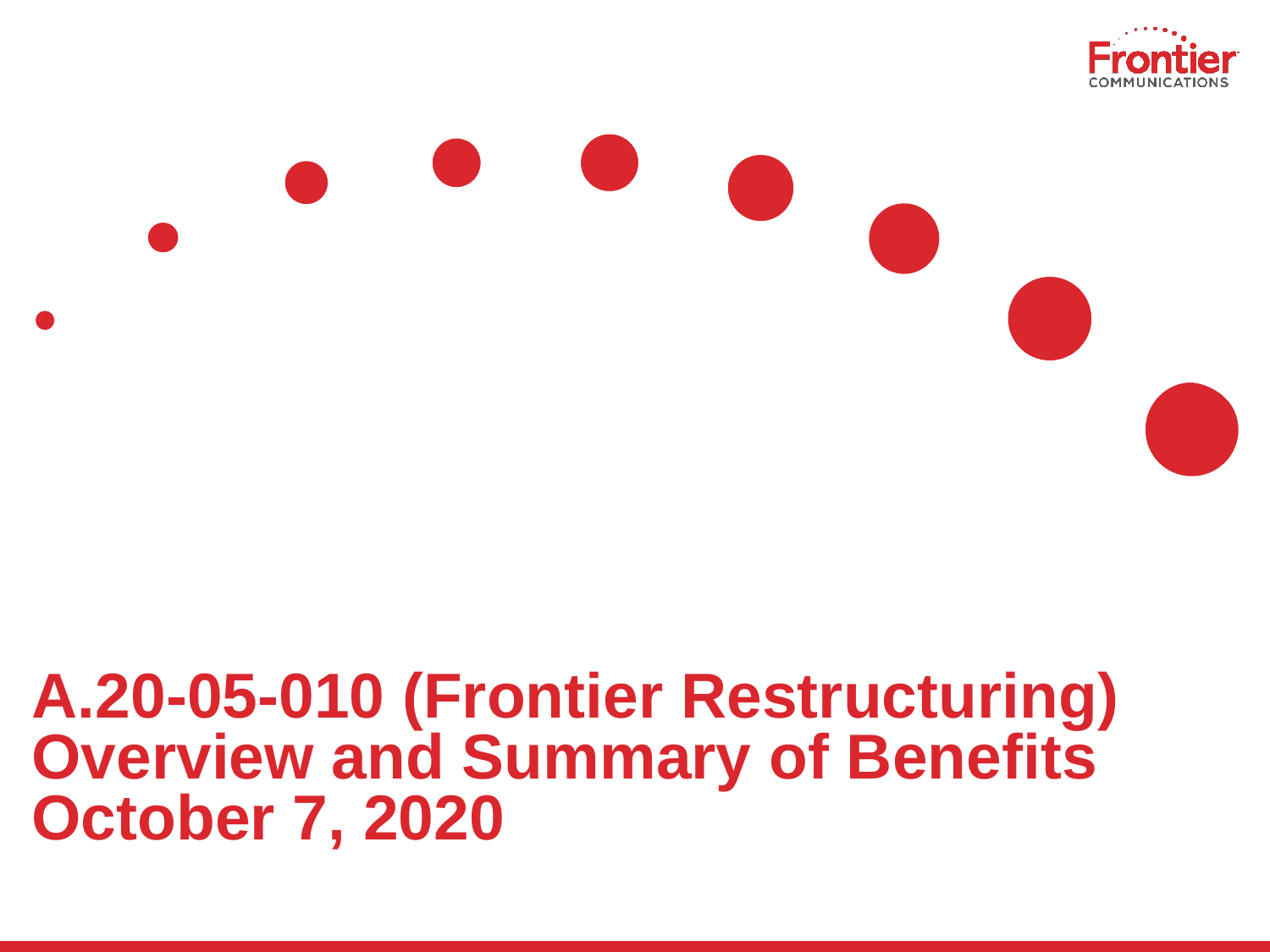# A.20-05-010 (Frontier Restructuring) Overview and Summary of Benefits October 7, 2020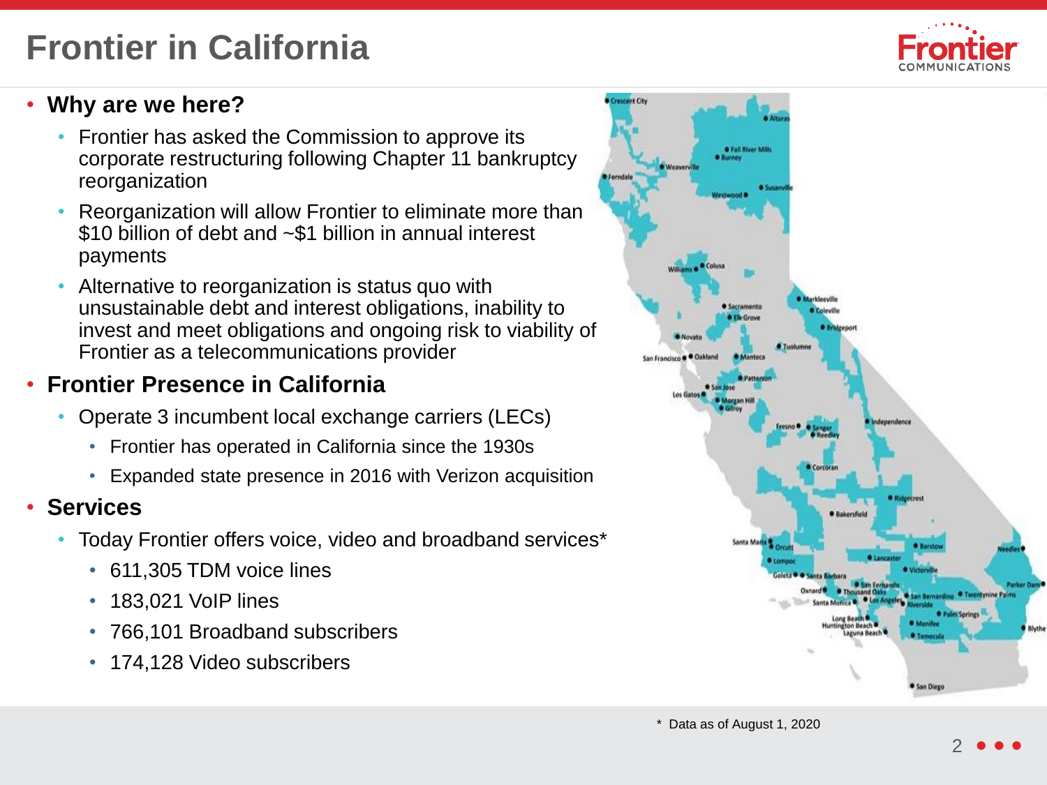# Frontier in California

- **Why are we here?**
  - Frontier has asked the Commission to approve its corporate restructuring following Chapter 11 bankruptcy reorganization
  - Reorganization will allow Frontier to eliminate more than $10 billion of debt and ~$1 billion in annual interest payments
  - Alternative to reorganization is status quo with unsustainable debt and interest obligations, inability to invest and meet obligations and ongoing risk to viability of Frontier as a telecommunications provider
- **Frontier Presence in California**
  - Operate 3 incumbent local exchange carriers (LECs)
    - Frontier has operated in California since the 1930s
    - Expanded state presence in 2016 with Verizon acquisition
- **Services**
  - Today Frontier offers voice, video and broadband services*
    - 611,305 TDM voice lines
    - 183,021 VoIP lines
    - 766,101 Broadband subscribers
    - 174,128 Video subscribers

\* Data as of August 1, 2020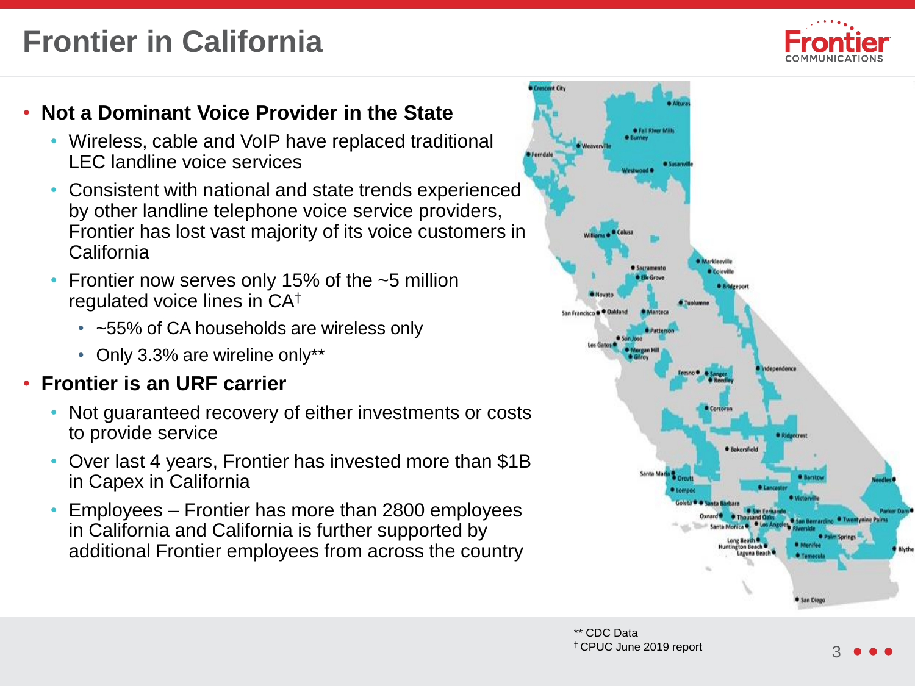# Frontier in California

- **Not a Dominant Voice Provider in the State**
  - Wireless, cable and VoIP have replaced traditional LEC landline voice services
  - Consistent with national and state trends experienced by other landline telephone voice service providers, Frontier has lost vast majority of its voice customers in California
  - Frontier now serves only 15% of the ~5 million regulated voice lines in CA†
    - ~55% of CA households are wireless only
    - Only 3.3% are wireline only**
- **Frontier is an URF carrier**
  - Not guaranteed recovery of either investments or costs to provide service
  - Over last 4 years, Frontier has invested more than $1B in Capex in California
  - Employees – Frontier has more than 2800 employees in California and California is further supported by additional Frontier employees from across the country

** CDC Data
† CPUC June 2019 report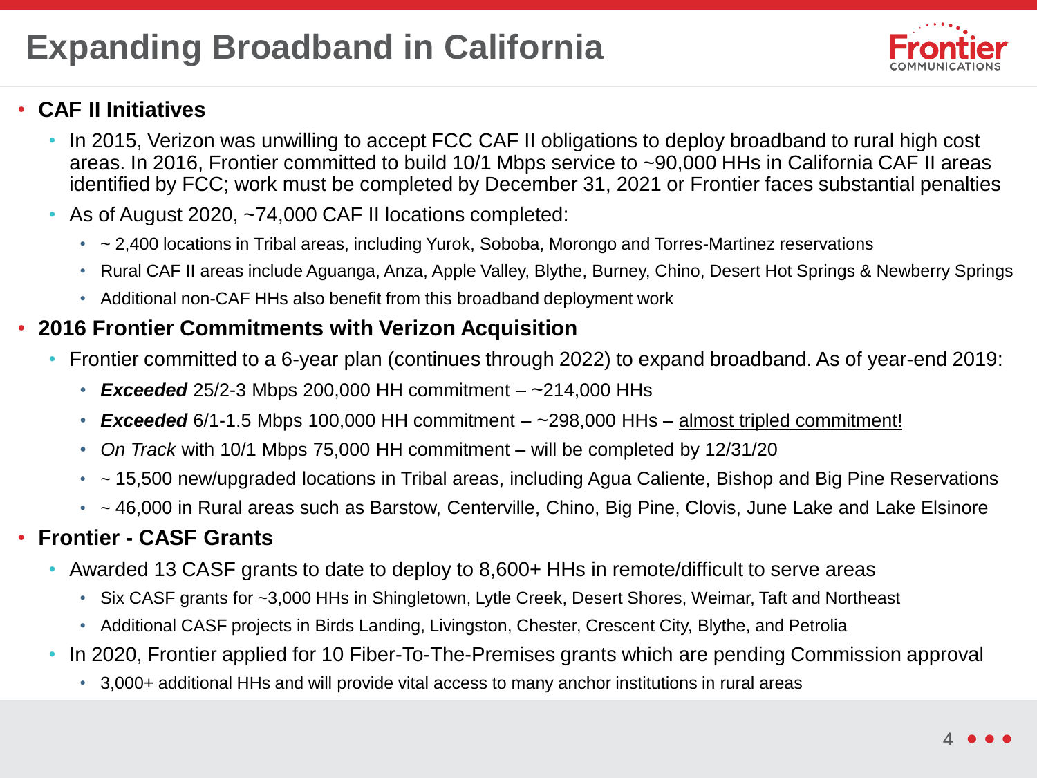# Expanding Broadband in California

- **CAF II Initiatives**
  - In 2015, Verizon was unwilling to accept FCC CAF II obligations to deploy broadband to rural high cost areas. In 2016, Frontier committed to build 10/1 Mbps service to ~90,000 HHs in California CAF II areas identified by FCC; work must be completed by December 31, 2021 or Frontier faces substantial penalties
  - As of August 2020, ~74,000 CAF II locations completed:
    - ~ 2,400 locations in Tribal areas, including Yurok, Soboba, Morongo and Torres-Martinez reservations
    - Rural CAF II areas include Aguanga, Anza, Apple Valley, Blythe, Burney, Chino, Desert Hot Springs & Newberry Springs
    - Additional non-CAF HHs also benefit from this broadband deployment work
- **2016 Frontier Commitments with Verizon Acquisition**
  - Frontier committed to a 6-year plan (continues through 2022) to expand broadband. As of year-end 2019:
    - ***Exceeded*** 25/2-3 Mbps 200,000 HH commitment – ~214,000 HHs
    - ***Exceeded*** 6/1-1.5 Mbps 100,000 HH commitment – ~298,000 HHs – almost tripled commitment!
    - *On Track* with 10/1 Mbps 75,000 HH commitment – will be completed by 12/31/20
    - ~ 15,500 new/upgraded locations in Tribal areas, including Agua Caliente, Bishop and Big Pine Reservations
    - ~ 46,000 in Rural areas such as Barstow, Centerville, Chino, Big Pine, Clovis, June Lake and Lake Elsinore
- **Frontier - CASF Grants**
  - Awarded 13 CASF grants to date to deploy to 8,600+ HHs in remote/difficult to serve areas
    - Six CASF grants for ~3,000 HHs in Shingletown, Lytle Creek, Desert Shores, Weimar, Taft and Northeast
    - Additional CASF projects in Birds Landing, Livingston, Chester, Crescent City, Blythe, and Petrolia
  - In 2020, Frontier applied for 10 Fiber-To-The-Premises grants which are pending Commission approval
    - 3,000+ additional HHs and will provide vital access to many anchor institutions in rural areas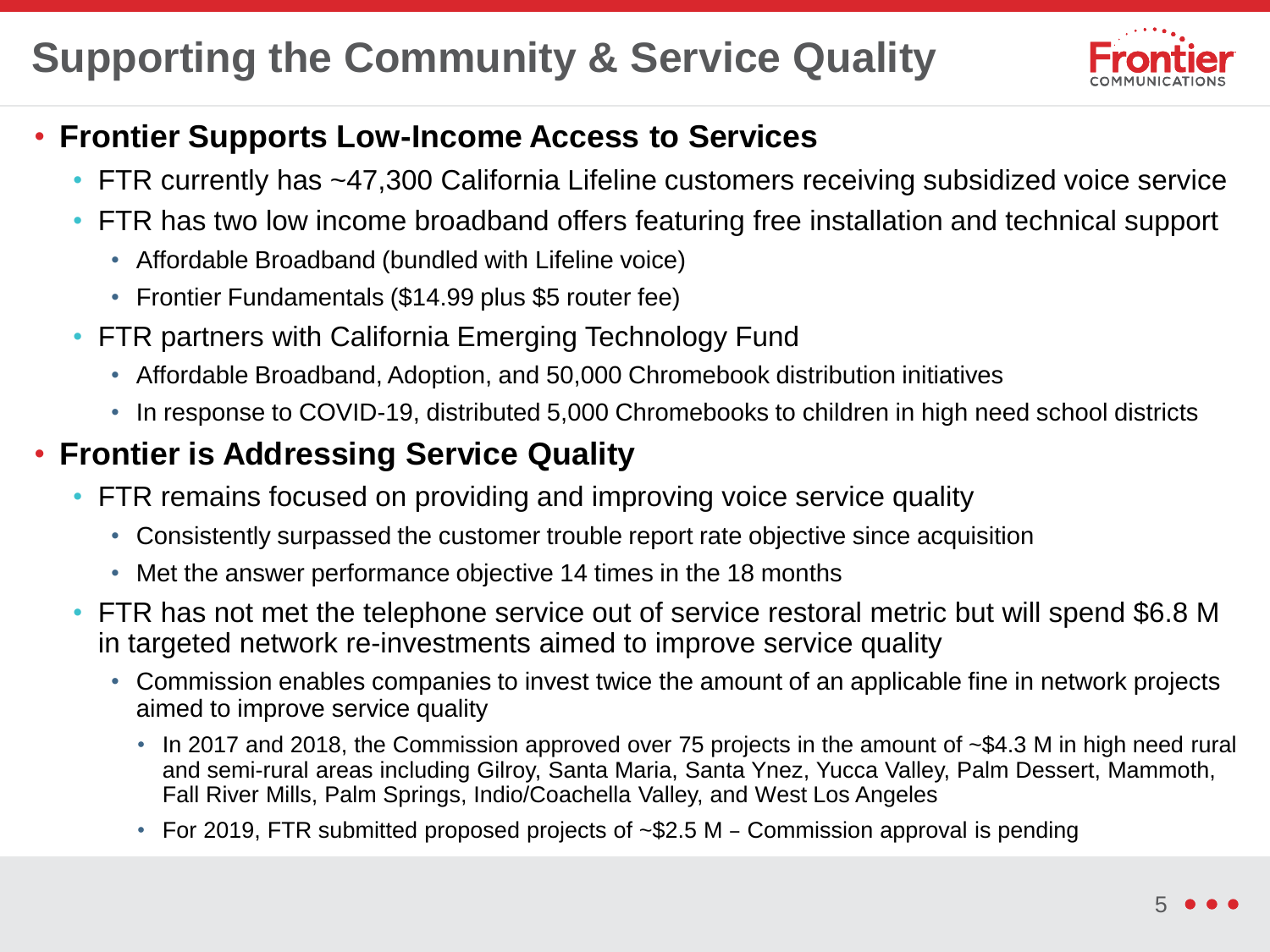# Supporting the Community & Service Quality

- **Frontier Supports Low-Income Access to Services**
  - FTR currently has ~47,300 California Lifeline customers receiving subsidized voice service
  - FTR has two low income broadband offers featuring free installation and technical support
    - Affordable Broadband (bundled with Lifeline voice)
    - Frontier Fundamentals ($14.99 plus $5 router fee)
  - FTR partners with California Emerging Technology Fund
    - Affordable Broadband, Adoption, and 50,000 Chromebook distribution initiatives
    - In response to COVID-19, distributed 5,000 Chromebooks to children in high need school districts
- **Frontier is Addressing Service Quality**
  - FTR remains focused on providing and improving voice service quality
    - Consistently surpassed the customer trouble report rate objective since acquisition
    - Met the answer performance objective 14 times in the 18 months
  - FTR has not met the telephone service out of service restoral metric but will spend $6.8 M in targeted network re-investments aimed to improve service quality
    - Commission enables companies to invest twice the amount of an applicable fine in network projects aimed to improve service quality
      - In 2017 and 2018, the Commission approved over 75 projects in the amount of ~$4.3 M in high need rural and semi-rural areas including Gilroy, Santa Maria, Santa Ynez, Yucca Valley, Palm Dessert, Mammoth, Fall River Mills, Palm Springs, Indio/Coachella Valley, and West Los Angeles
      - For 2019, FTR submitted proposed projects of ~$2.5 M – Commission approval is pending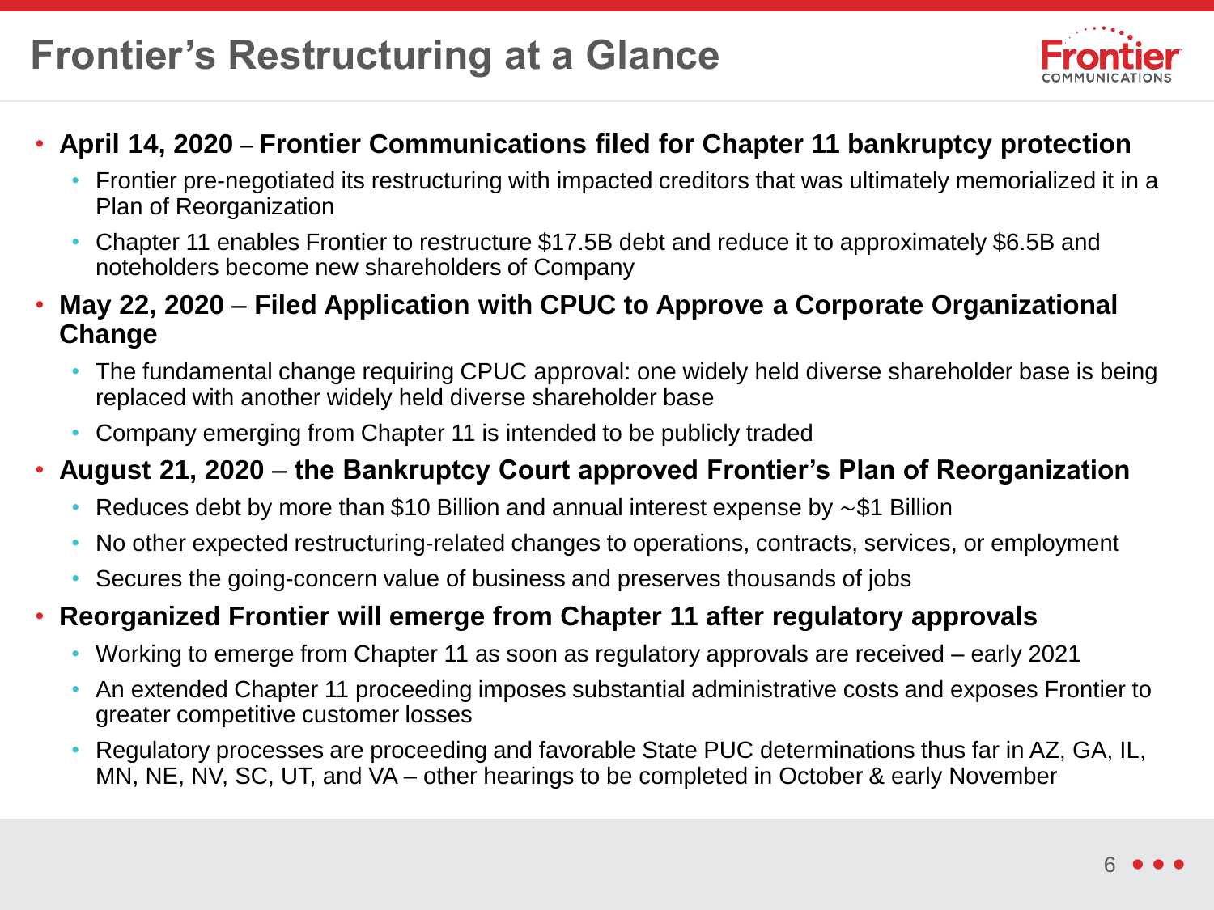# Frontier's Restructuring at a Glance

- **April 14, 2020 – Frontier Communications filed for Chapter 11 bankruptcy protection**
  - Frontier pre-negotiated its restructuring with impacted creditors that was ultimately memorialized it in a Plan of Reorganization
  - Chapter 11 enables Frontier to restructure $17.5B debt and reduce it to approximately $6.5B and noteholders become new shareholders of Company
- **May 22, 2020 – Filed Application with CPUC to Approve a Corporate Organizational Change**
  - The fundamental change requiring CPUC approval: one widely held diverse shareholder base is being replaced with another widely held diverse shareholder base
  - Company emerging from Chapter 11 is intended to be publicly traded
- **August 21, 2020 – the Bankruptcy Court approved Frontier's Plan of Reorganization**
  - Reduces debt by more than $10 Billion and annual interest expense by ~$1 Billion
  - No other expected restructuring-related changes to operations, contracts, services, or employment
  - Secures the going-concern value of business and preserves thousands of jobs
- **Reorganized Frontier will emerge from Chapter 11 after regulatory approvals**
  - Working to emerge from Chapter 11 as soon as regulatory approvals are received – early 2021
  - An extended Chapter 11 proceeding imposes substantial administrative costs and exposes Frontier to greater competitive customer losses
  - Regulatory processes are proceeding and favorable State PUC determinations thus far in AZ, GA, IL, MN, NE, NV, SC, UT, and VA – other hearings to be completed in October & early November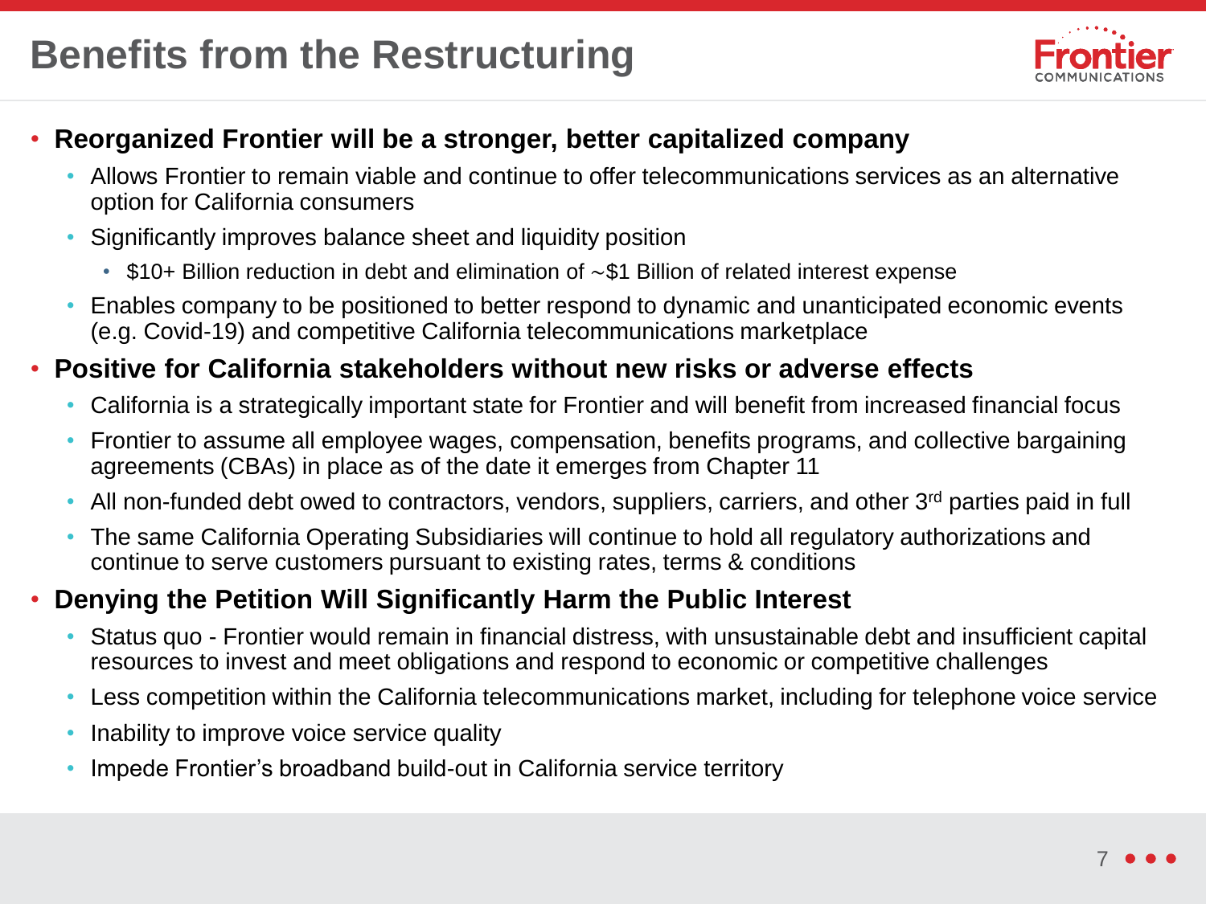# Benefits from the Restructuring

- **Reorganized Frontier will be a stronger, better capitalized company**
  - Allows Frontier to remain viable and continue to offer telecommunications services as an alternative option for California consumers
  - Significantly improves balance sheet and liquidity position
    - $10+ Billion reduction in debt and elimination of ~$1 Billion of related interest expense
  - Enables company to be positioned to better respond to dynamic and unanticipated economic events (e.g. Covid-19) and competitive California telecommunications marketplace
- **Positive for California stakeholders without new risks or adverse effects**
  - California is a strategically important state for Frontier and will benefit from increased financial focus
  - Frontier to assume all employee wages, compensation, benefits programs, and collective bargaining agreements (CBAs) in place as of the date it emerges from Chapter 11
  - All non-funded debt owed to contractors, vendors, suppliers, carriers, and other 3rd parties paid in full
  - The same California Operating Subsidiaries will continue to hold all regulatory authorizations and continue to serve customers pursuant to existing rates, terms & conditions
- **Denying the Petition Will Significantly Harm the Public Interest**
  - Status quo - Frontier would remain in financial distress, with unsustainable debt and insufficient capital resources to invest and meet obligations and respond to economic or competitive challenges
  - Less competition within the California telecommunications market, including for telephone voice service
  - Inability to improve voice service quality
  - Impede Frontier's broadband build-out in California service territory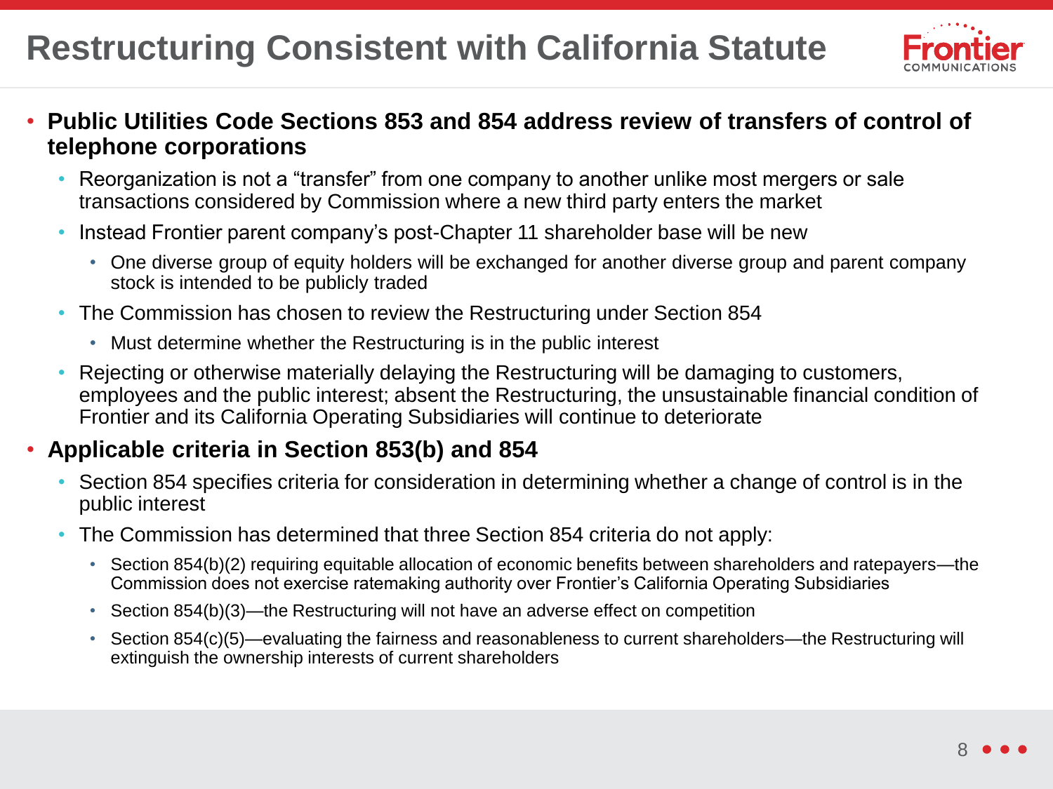# Restructuring Consistent with California Statute

- **Public Utilities Code Sections 853 and 854 address review of transfers of control of telephone corporations**
  - Reorganization is not a "transfer" from one company to another unlike most mergers or sale transactions considered by Commission where a new third party enters the market
  - Instead Frontier parent company's post-Chapter 11 shareholder base will be new
    - One diverse group of equity holders will be exchanged for another diverse group and parent company stock is intended to be publicly traded
  - The Commission has chosen to review the Restructuring under Section 854
    - Must determine whether the Restructuring is in the public interest
  - Rejecting or otherwise materially delaying the Restructuring will be damaging to customers, employees and the public interest; absent the Restructuring, the unsustainable financial condition of Frontier and its California Operating Subsidiaries will continue to deteriorate
- **Applicable criteria in Section 853(b) and 854**
  - Section 854 specifies criteria for consideration in determining whether a change of control is in the public interest
  - The Commission has determined that three Section 854 criteria do not apply:
    - Section 854(b)(2) requiring equitable allocation of economic benefits between shareholders and ratepayers—the Commission does not exercise ratemaking authority over Frontier's California Operating Subsidiaries
    - Section 854(b)(3)—the Restructuring will not have an adverse effect on competition
    - Section 854(c)(5)—evaluating the fairness and reasonableness to current shareholders—the Restructuring will extinguish the ownership interests of current shareholders